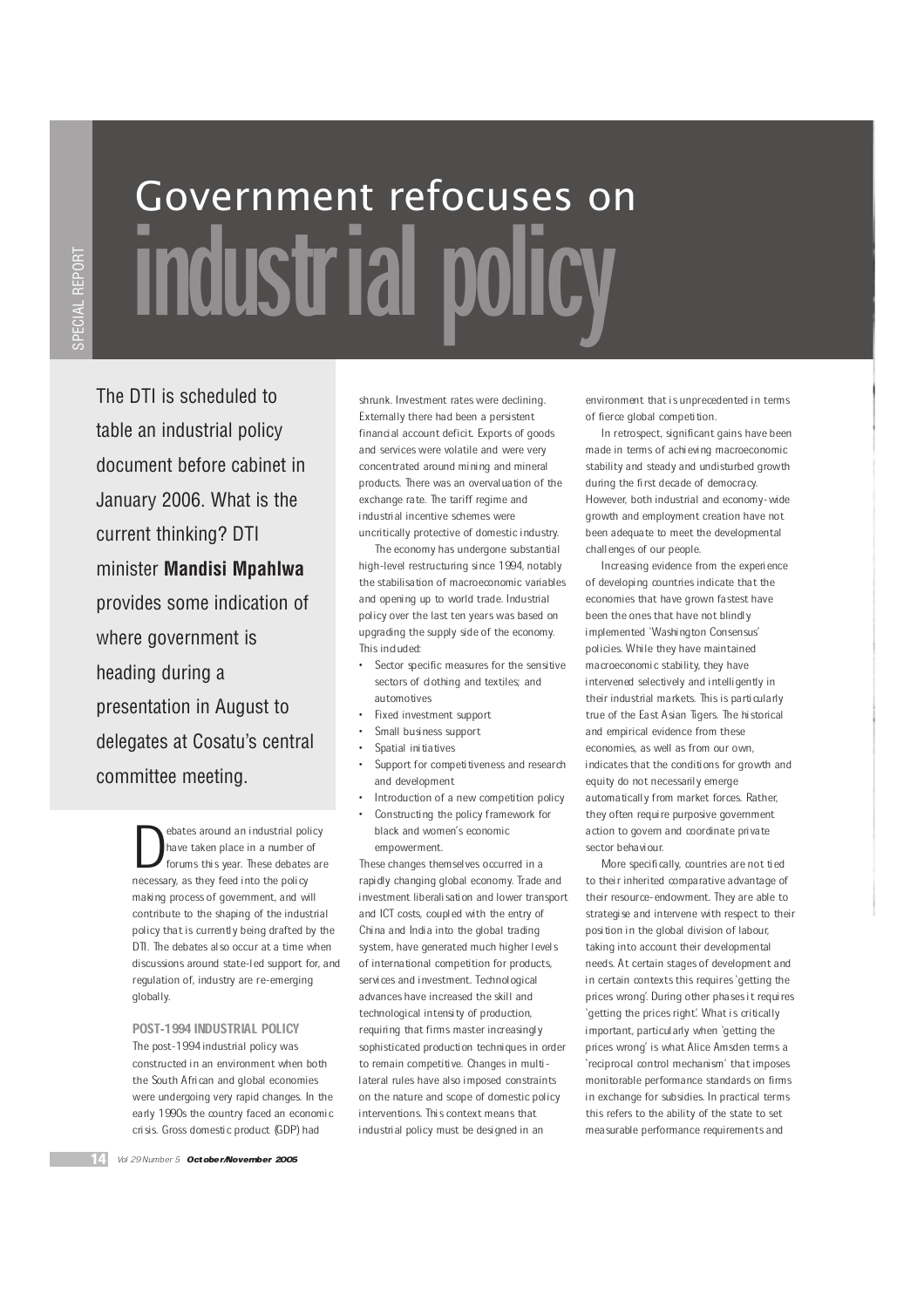# Government refocuses on industrial policy

The DTI is scheduled to table an industrial policy document before cabinet in January 2006. What is the current thinking? DTI minister **Mandisi Mpahlwa** provides some indication of where government is heading during a presentation in August to delegates at Cosatu's central committee meeting.

Debates around an industrial policy have taken place in a number of forums this year. These debates are necessary, as they feed into the policy making process of government, and will contribute to the shaping of the industrial policy that is currently being drafted by the DTI. The debates also occur at a time when discussions around state-led support for, and regulation of, industry are re-emerging globally.

### POST-1994 INDUSTRIAL POLICY

The post-1994 industrial policy was constructed in an environment when both the South African and global economies were undergoing very rapid changes. In the early 1990s the country faced an economic crisis. Gross domestic product (GDP) had shrunk. Investment rates were declining. Externally there had been a persistent financial account deficit. Exports of goods and services were volatile and were very concentrated around mining and mineral products. There was an overvaluation of the exchange rate. The tariff regime and industrial incentive schemes were uncritically protective of domestic industry.

The economy has undergone substantial high-level restructuring since 1994, notably the stabilisation of macroeconomic variables and opening up to world trade. Industrial policy over the last ten years was based on upgrading the supply side of the economy. This included:

- Sector specific measures for the sensitive sectors of clothing and textiles; and automotives
- Fixed investment support
- Small business support
- Spatial initiatives
- Support for competitiveness and research and development
- Introduction of a new competition policy
- Constructing the policy framework for black and women's economic empowerment.

These changes themselves occurred in a rapidly changing global economy. Trade and investment liberalisation and lower transport and ICT costs, coupled with the entry of China and India into the global trading system, have generated much higher levels of international competition for products, services and investment. Technological advances have increased the skill and technological intensity of production, requiring that firms master increasingly sophisticated production techniques in order to remain competitive. Changes in multi-lateral rules have also imposed constraints on the nature and scope of domestic policy interventions. This context means that industrial policy must be designed in an environment that is unprecedented in terms of fierce global competition.

In retrospect, significant gains have been made in terms of achieving macroeconomic stability and steady and undisturbed growth during the first decade of democracy. However, both industrial and economy-wide growth and employment creation have not been adequate to meet the developmental challenges of our people.

Increasing evidence from the experience of developing countries indicate that the economies that have grown fastest have been the ones that have not blindly implemented 'Washington Consensus' policies. While they have maintained macroeconomic stability, they have intervened selectively and intelligently in their industrial markets. This is particularly true of the East Asian Tigers. The historical and empirical evidence from these economies, as well as from our own, indicates that the conditions for growth and equity do not necessarily emerge automatically from market forces. Rather, they often require purposive government action to govern and coordinate private sector behaviour.

More specifically, countries are not tied to their inherited comparative advantage of their resource-endowment. They are able to strategise and intervene with respect to their position in the global division of labour, taking into account their developmental needs. At certain stages of development and in certain contexts this requires 'getting the prices wrong'. During other phases it requires 'getting the prices right'. What is critically important, particularly when 'getting the prices wrong' is what Alice Amsden terms a 'reciprocal control mechanism' that imposes monitorable performance standards on firms in exchange for subsidies. In practical terms this refers to the ability of the state to set measurable performance requirements and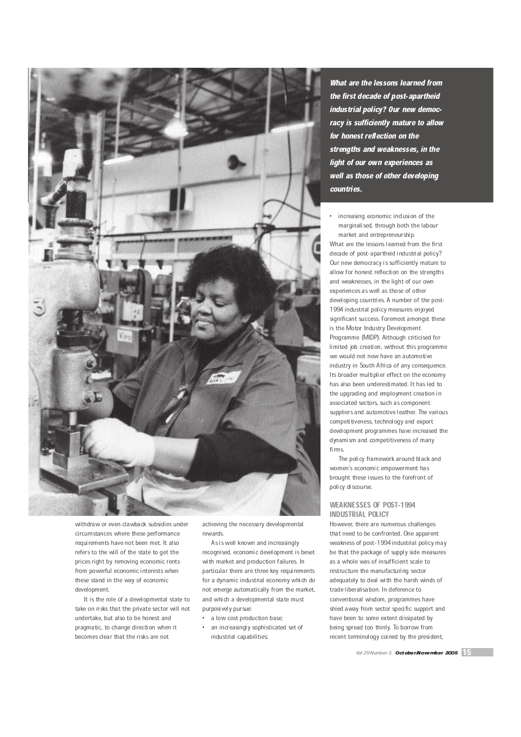withdraw or even clawback subsidies under circumstances where these performance requirements have not been met. It also refers to the will of the state to get the prices right by removing economic rents from powerful economic interests when these stand in the way of economic development.

It is the role of a developmental state to take on risks that the private sector will not undertake, but also to be honest and pragmatic, to change direction when it becomes clear that the risks are not achieving the necessary developmental rewards.

As is well known and increasingly recognised, economic development is beset with market and production failures. In particular there are three key requirements for a dynamic industrial economy which do not emerge automatically from the market, and which a developmental state must purposively pursue:

- a low cost production base;
- an increasingly sophisticated set of industrial capabilities;
- increasing economic inclusion of the marginalised, through both the labour market and entrepreneurship.

***What are the lessons learned from the first decade of post-apartheid industrial policy? Our new democracy is sufficiently mature to allow for honest reflection on the strengths and weaknesses, in the light of our own experiences as well as those of other developing countries.***

What are the lessons learned from the first decade of post-apartheid industrial policy? Our new democracy is sufficiently mature to allow for honest reflection on the strengths and weaknesses, in the light of our own experiences as well as those of other developing countries. A number of the post-1994 industrial policy measures enjoyed significant success. Foremost amongst these is the Motor Industry Development Programme (MIDP). Although criticised for limited job creation, without this programme we would not now have an automotive industry in South Africa of any consequence. Its broader multiplier effect on the economy has also been underestimated. It has led to the upgrading and employment creation in associated sectors, such as component suppliers and automotive leather. The various competitiveness, technology and export development programmes have increased the dynamism and competitiveness of many firms.

The policy framework around black and women's economic empowerment has brought these issues to the forefront of policy discourse.

## WEAKNESSES OF POST-1994 INDUSTRIAL POLICY

However, there are numerous challenges that need to be confronted. One apparent weakness of post-1994 industrial policy may be that the package of supply side measures as a whole was of insufficient scale to restructure the manufacturing sector adequately to deal with the harsh winds of trade liberalisation. In deference to conventional wisdom, programmes have shied away from sector specific support and have been to some extent dissipated by being spread too thinly. To borrow from recent terminology coined by the president,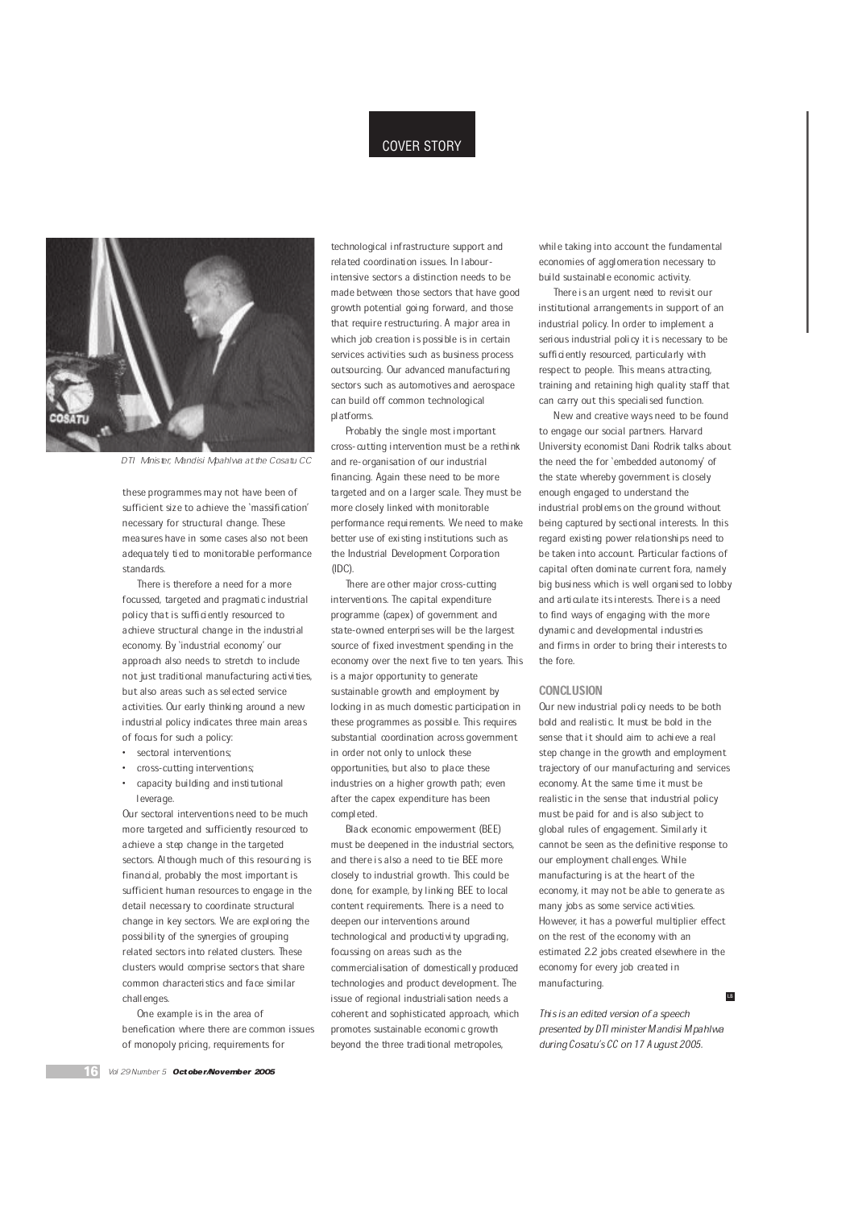DTI Minister, Mandisi Mpahlwa at the Cosatu CC

these programmes may not have been of sufficient size to achieve the 'massification' necessary for structural change. These measures have in some cases also not been adequately tied to monitorable performance standards.

There is therefore a need for a more focussed, targeted and pragmatic industrial policy that is sufficiently resourced to achieve structural change in the industrial economy. By 'industrial economy' our approach also needs to stretch to include not just traditional manufacturing activities, but also areas such as selected service activities. Our early thinking around a new industrial policy indicates three main areas of focus for such a policy:

- sectoral interventions;
- cross-cutting interventions;
- capacity building and institutional leverage.

Our sectoral interventions need to be much more targeted and sufficiently resourced to achieve a step change in the targeted sectors. Although much of this resourcing is financial, probably the most important is sufficient human resources to engage in the detail necessary to coordinate structural change in key sectors. We are exploring the possibility of the synergies of grouping related sectors into related clusters. These clusters would comprise sectors that share common characteristics and face similar challenges.

One example is in the area of benefication where there are common issues of monopoly pricing, requirements for technological infrastructure support and related coordination issues. In labour-intensive sectors a distinction needs to be made between those sectors that have good growth potential going forward, and those that require restructuring. A major area in which job creation is possible is in certain services activities such as business process outsourcing. Our advanced manufacturing sectors such as automotives and aerospace can build off common technological platforms.

Probably the single most important cross-cutting intervention must be a rethink and re-organisation of our industrial financing. Again these need to be more targeted and on a larger scale. They must be more closely linked with monitorable performance requirements. We need to make better use of existing institutions such as the Industrial Development Corporation (IDC).

There are other major cross-cutting interventions. The capital expenditure programme (capex) of government and state-owned enterprises will be the largest source of fixed investment spending in the economy over the next five to ten years. This is a major opportunity to generate sustainable growth and employment by locking in as much domestic participation in these programmes as possible. This requires substantial coordination across government in order not only to unlock these opportunities, but also to place these industries on a higher growth path; even after the capex expenditure has been completed.

Black economic empowerment (BEE) must be deepened in the industrial sectors, and there is also a need to tie BEE more closely to industrial growth. This could be done, for example, by linking BEE to local content requirements. There is a need to deepen our interventions around technological and productivity upgrading, focussing on areas such as the commercialisation of domestically produced technologies and product development. The issue of regional industrialisation needs a coherent and sophisticated approach, which promotes sustainable economic growth beyond the three traditional metropoles, while taking into account the fundamental economies of agglomeration necessary to build sustainable economic activity.

There is an urgent need to revisit our institutional arrangements in support of an industrial policy. In order to implement a serious industrial policy it is necessary to be sufficiently resourced, particularly with respect to people. This means attracting, training and retaining high quality staff that can carry out this specialised function.

New and creative ways need to be found to engage our social partners. Harvard University economist Dani Rodrik talks about the need the for 'embedded autonomy' of the state whereby government is closely enough engaged to understand the industrial problems on the ground without being captured by sectional interests. In this regard existing power relationships need to be taken into account. Particular factions of capital often dominate current fora, namely big business which is well organised to lobby and articulate its interests. There is a need to find ways of engaging with the more dynamic and developmental industries and firms in order to bring their interests to the fore.

## CONCLUSION

Our new industrial policy needs to be both bold and realistic. It must be bold in the sense that it should aim to achieve a real step change in the growth and employment trajectory of our manufacturing and services economy. At the same time it must be realistic in the sense that industrial policy must be paid for and is also subject to global rules of engagement. Similarly it cannot be seen as the definitive response to our employment challenges. While manufacturing is at the heart of the economy, it may not be able to generate as many jobs as some service activities. However, it has a powerful multiplier effect on the rest of the economy with an estimated 2.2 jobs created elsewhere in the economy for every job created in manufacturing.

*This is an edited version of a speech presented by DTI minister Mandisi Mpahlwa during Cosatu's CC on 17 August 2005.*